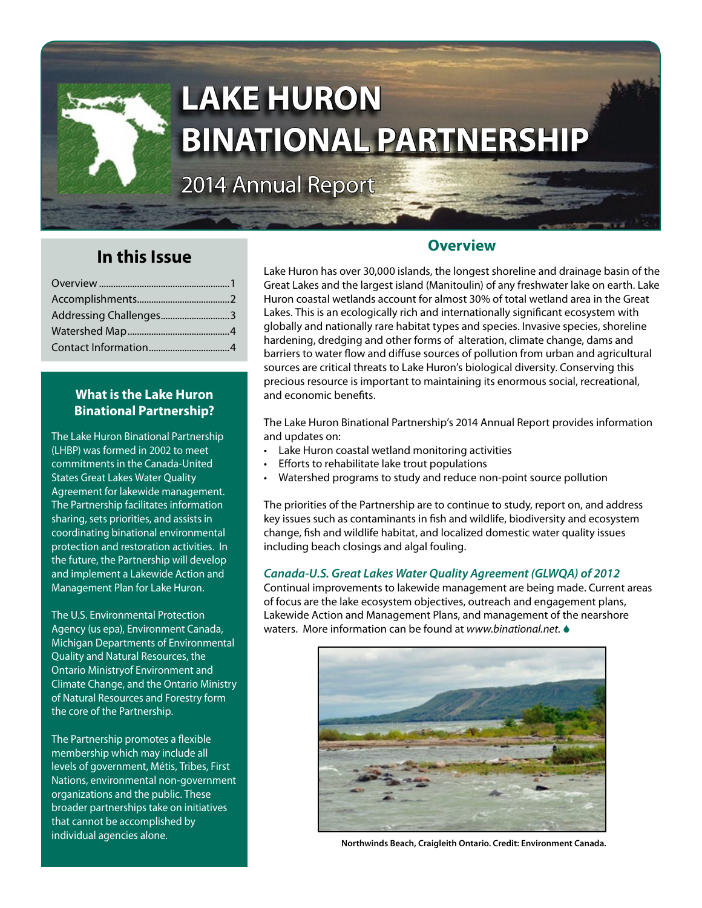# LAKE HURON BINATIONAL PARTNERSHIP

2014 Annual Report

## In this Issue

| | |
|---|---|
| Overview | 1 |
| Accomplishments | 2 |
| Addressing Challenges | 3 |
| Watershed Map | 4 |
| Contact Information | 4 |

### What is the Lake Huron Binational Partnership?

The Lake Huron Binational Partnership (LHBP) was formed in 2002 to meet commitments in the Canada-United States Great Lakes Water Quality Agreement for lakewide management. The Partnership facilitates information sharing, sets priorities, and assists in coordinating binational environmental protection and restoration activities. In the future, the Partnership will develop and implement a Lakewide Action and Management Plan for Lake Huron.

The U.S. Environmental Protection Agency (us epa), Environment Canada, Michigan Departments of Environmental Quality and Natural Resources, the Ontario Ministryof Environment and Climate Change, and the Ontario Ministry of Natural Resources and Forestry form the core of the Partnership.

The Partnership promotes a flexible membership which may include all levels of government, Métis, Tribes, First Nations, environmental non-government organizations and the public. These broader partnerships take on initiatives that cannot be accomplished by individual agencies alone.

## Overview

Lake Huron has over 30,000 islands, the longest shoreline and drainage basin of the Great Lakes and the largest island (Manitoulin) of any freshwater lake on earth. Lake Huron coastal wetlands account for almost 30% of total wetland area in the Great Lakes. This is an ecologically rich and internationally significant ecosystem with globally and nationally rare habitat types and species. Invasive species, shoreline hardening, dredging and other forms of alteration, climate change, dams and barriers to water flow and diffuse sources of pollution from urban and agricultural sources are critical threats to Lake Huron's biological diversity. Conserving this precious resource is important to maintaining its enormous social, recreational, and economic benefits.

The Lake Huron Binational Partnership's 2014 Annual Report provides information and updates on:

- Lake Huron coastal wetland monitoring activities
- Efforts to rehabilitate lake trout populations
- Watershed programs to study and reduce non-point source pollution

The priorities of the Partnership are to continue to study, report on, and address key issues such as contaminants in fish and wildlife, biodiversity and ecosystem change, fish and wildlife habitat, and localized domestic water quality issues including beach closings and algal fouling.

### *Canada-U.S. Great Lakes Water Quality Agreement (GLWQA) of 2012*

Continual improvements to lakewide management are being made. Current areas of focus are the lake ecosystem objectives, outreach and engagement plans, Lakewide Action and Management Plans, and management of the nearshore waters. More information can be found at *www.binational.net*.

**Northwinds Beach, Craigleith Ontario. Credit: Environment Canada.**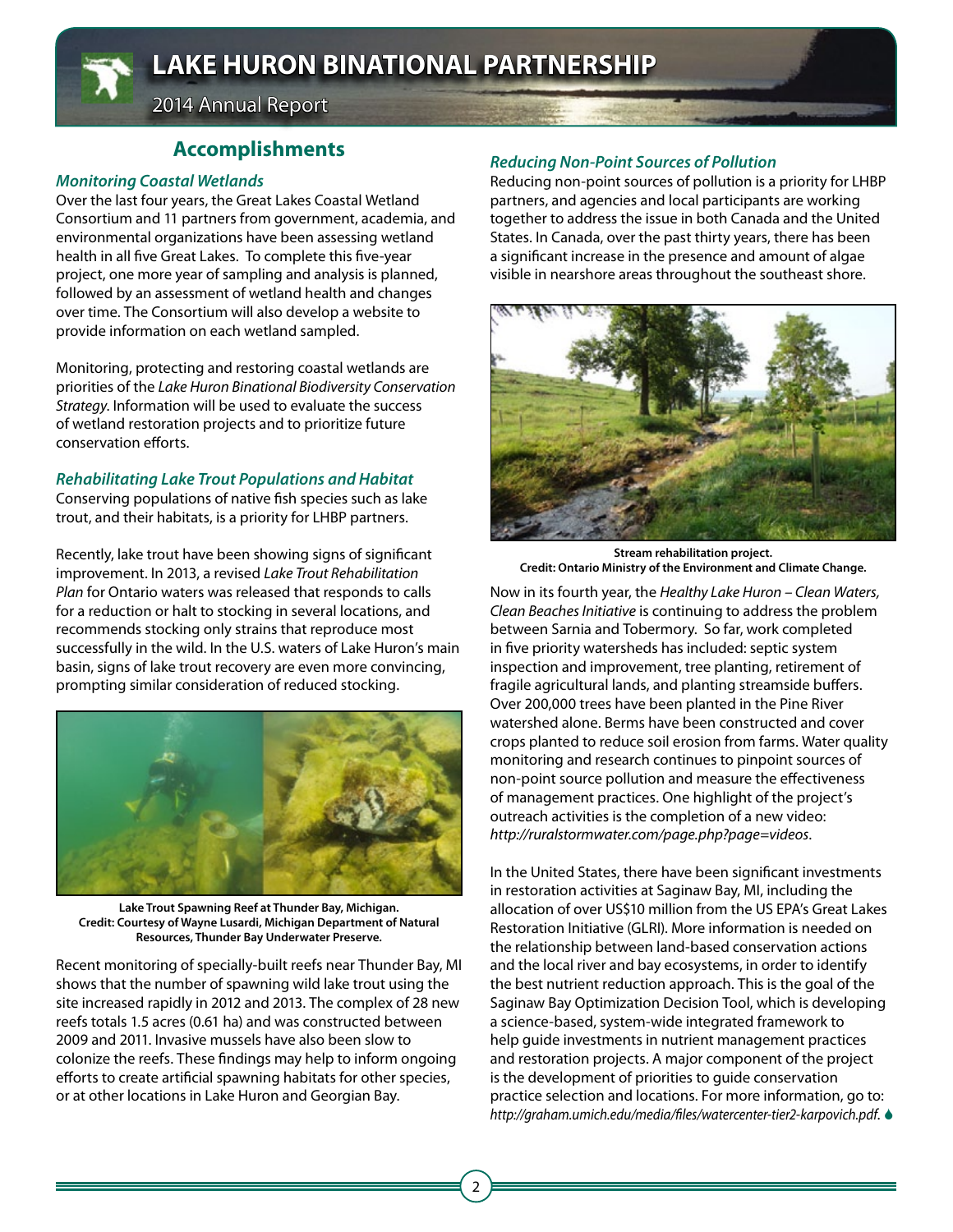## Accomplishments

### *Monitoring Coastal Wetlands*

Over the last four years, the Great Lakes Coastal Wetland Consortium and 11 partners from government, academia, and environmental organizations have been assessing wetland health in all five Great Lakes. To complete this five-year project, one more year of sampling and analysis is planned, followed by an assessment of wetland health and changes over time. The Consortium will also develop a website to provide information on each wetland sampled.

Monitoring, protecting and restoring coastal wetlands are priorities of the *Lake Huron Binational Biodiversity Conservation Strategy*. Information will be used to evaluate the success of wetland restoration projects and to prioritize future conservation efforts.

### *Rehabilitating Lake Trout Populations and Habitat*

Conserving populations of native fish species such as lake trout, and their habitats, is a priority for LHBP partners.

Recently, lake trout have been showing signs of significant improvement. In 2013, a revised *Lake Trout Rehabilitation Plan* for Ontario waters was released that responds to calls for a reduction or halt to stocking in several locations, and recommends stocking only strains that reproduce most successfully in the wild. In the U.S. waters of Lake Huron's main basin, signs of lake trout recovery are even more convincing, prompting similar consideration of reduced stocking.

**Lake Trout Spawning Reef at Thunder Bay, Michigan. Credit: Courtesy of Wayne Lusardi, Michigan Department of Natural Resources, Thunder Bay Underwater Preserve.**

Recent monitoring of specially-built reefs near Thunder Bay, MI shows that the number of spawning wild lake trout using the site increased rapidly in 2012 and 2013. The complex of 28 new reefs totals 1.5 acres (0.61 ha) and was constructed between 2009 and 2011. Invasive mussels have also been slow to colonize the reefs. These findings may help to inform ongoing efforts to create artificial spawning habitats for other species, or at other locations in Lake Huron and Georgian Bay.

### *Reducing Non-Point Sources of Pollution*

Reducing non-point sources of pollution is a priority for LHBP partners, and agencies and local participants are working together to address the issue in both Canada and the United States. In Canada, over the past thirty years, there has been a significant increase in the presence and amount of algae visible in nearshore areas throughout the southeast shore.

**Stream rehabilitation project. Credit: Ontario Ministry of the Environment and Climate Change.**

Now in its fourth year, the *Healthy Lake Huron – Clean Waters, Clean Beaches Initiative* is continuing to address the problem between Sarnia and Tobermory. So far, work completed in five priority watersheds has included: septic system inspection and improvement, tree planting, retirement of fragile agricultural lands, and planting streamside buffers. Over 200,000 trees have been planted in the Pine River watershed alone. Berms have been constructed and cover crops planted to reduce soil erosion from farms. Water quality monitoring and research continues to pinpoint sources of non-point source pollution and measure the effectiveness of management practices. One highlight of the project's outreach activities is the completion of a new video: *http://ruralstormwater.com/page.php?page=videos*.

In the United States, there have been significant investments in restoration activities at Saginaw Bay, MI, including the allocation of over US$10 million from the US EPA's Great Lakes Restoration Initiative (GLRI). More information is needed on the relationship between land-based conservation actions and the local river and bay ecosystems, in order to identify the best nutrient reduction approach. This is the goal of the Saginaw Bay Optimization Decision Tool, which is developing a science-based, system-wide integrated framework to help guide investments in nutrient management practices and restoration projects. A major component of the project is the development of priorities to guide conservation practice selection and locations. For more information, go to: *http://graham.umich.edu/media/files/watercenter-tier2-karpovich.pdf*.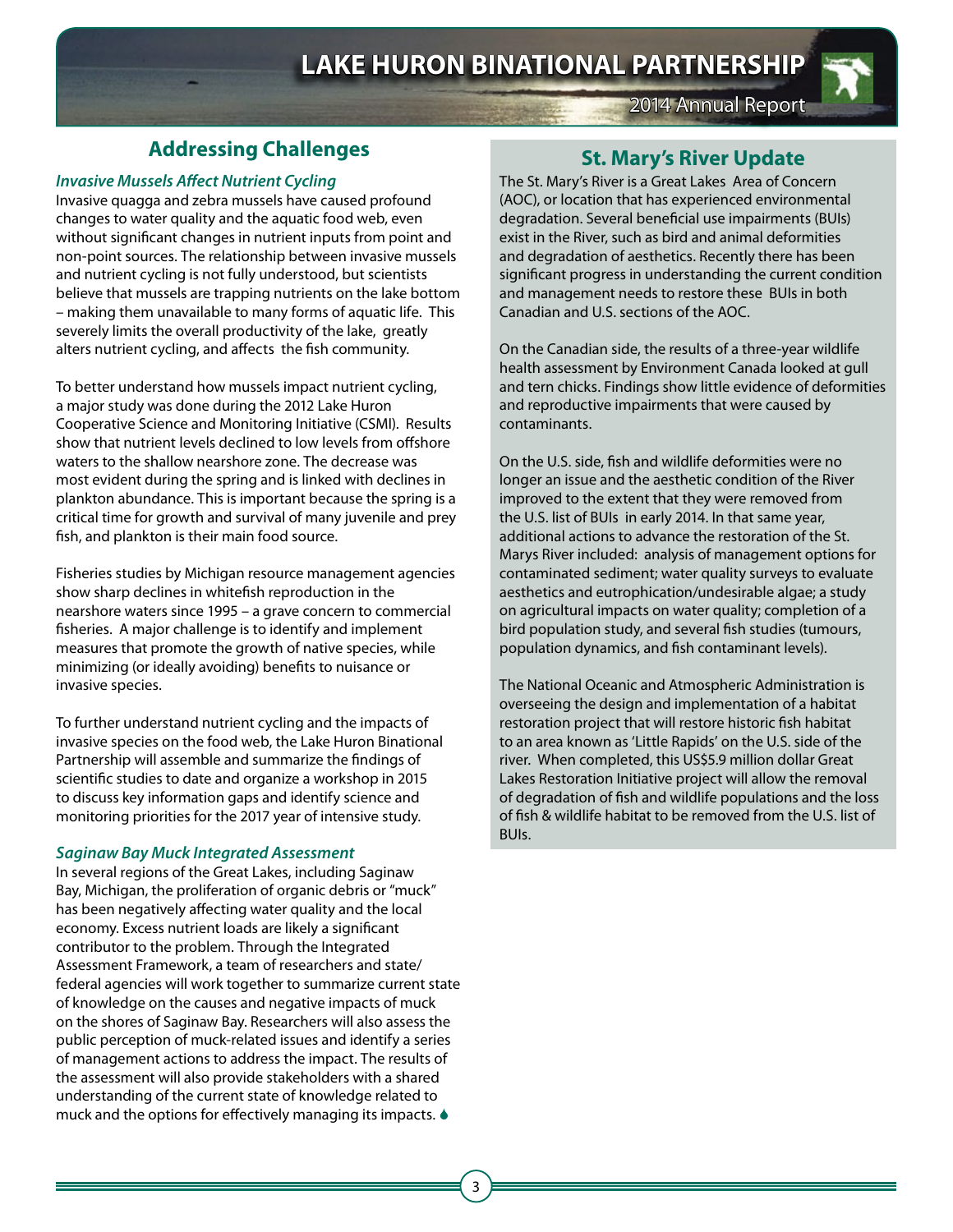## Addressing Challenges

### *Invasive Mussels Affect Nutrient Cycling*

Invasive quagga and zebra mussels have caused profound changes to water quality and the aquatic food web, even without significant changes in nutrient inputs from point and non-point sources. The relationship between invasive mussels and nutrient cycling is not fully understood, but scientists believe that mussels are trapping nutrients on the lake bottom – making them unavailable to many forms of aquatic life. This severely limits the overall productivity of the lake, greatly alters nutrient cycling, and affects the fish community.

To better understand how mussels impact nutrient cycling, a major study was done during the 2012 Lake Huron Cooperative Science and Monitoring Initiative (CSMI). Results show that nutrient levels declined to low levels from offshore waters to the shallow nearshore zone. The decrease was most evident during the spring and is linked with declines in plankton abundance. This is important because the spring is a critical time for growth and survival of many juvenile and prey fish, and plankton is their main food source.

Fisheries studies by Michigan resource management agencies show sharp declines in whitefish reproduction in the nearshore waters since 1995 – a grave concern to commercial fisheries. A major challenge is to identify and implement measures that promote the growth of native species, while minimizing (or ideally avoiding) benefits to nuisance or invasive species.

To further understand nutrient cycling and the impacts of invasive species on the food web, the Lake Huron Binational Partnership will assemble and summarize the findings of scientific studies to date and organize a workshop in 2015 to discuss key information gaps and identify science and monitoring priorities for the 2017 year of intensive study.

### *Saginaw Bay Muck Integrated Assessment*

In several regions of the Great Lakes, including Saginaw Bay, Michigan, the proliferation of organic debris or "muck" has been negatively affecting water quality and the local economy. Excess nutrient loads are likely a significant contributor to the problem. Through the Integrated Assessment Framework, a team of researchers and state/federal agencies will work together to summarize current state of knowledge on the causes and negative impacts of muck on the shores of Saginaw Bay. Researchers will also assess the public perception of muck-related issues and identify a series of management actions to address the impact. The results of the assessment will also provide stakeholders with a shared understanding of the current state of knowledge related to muck and the options for effectively managing its impacts.

## St. Mary's River Update

The St. Mary's River is a Great Lakes Area of Concern (AOC), or location that has experienced environmental degradation. Several beneficial use impairments (BUIs) exist in the River, such as bird and animal deformities and degradation of aesthetics. Recently there has been significant progress in understanding the current condition and management needs to restore these BUIs in both Canadian and U.S. sections of the AOC.

On the Canadian side, the results of a three-year wildlife health assessment by Environment Canada looked at gull and tern chicks. Findings show little evidence of deformities and reproductive impairments that were caused by contaminants.

On the U.S. side, fish and wildlife deformities were no longer an issue and the aesthetic condition of the River improved to the extent that they were removed from the U.S. list of BUIs in early 2014. In that same year, additional actions to advance the restoration of the St. Marys River included: analysis of management options for contaminated sediment; water quality surveys to evaluate aesthetics and eutrophication/undesirable algae; a study on agricultural impacts on water quality; completion of a bird population study, and several fish studies (tumours, population dynamics, and fish contaminant levels).

The National Oceanic and Atmospheric Administration is overseeing the design and implementation of a habitat restoration project that will restore historic fish habitat to an area known as 'Little Rapids' on the U.S. side of the river. When completed, this US$5.9 million dollar Great Lakes Restoration Initiative project will allow the removal of degradation of fish and wildlife populations and the loss of fish & wildlife habitat to be removed from the U.S. list of BUIs.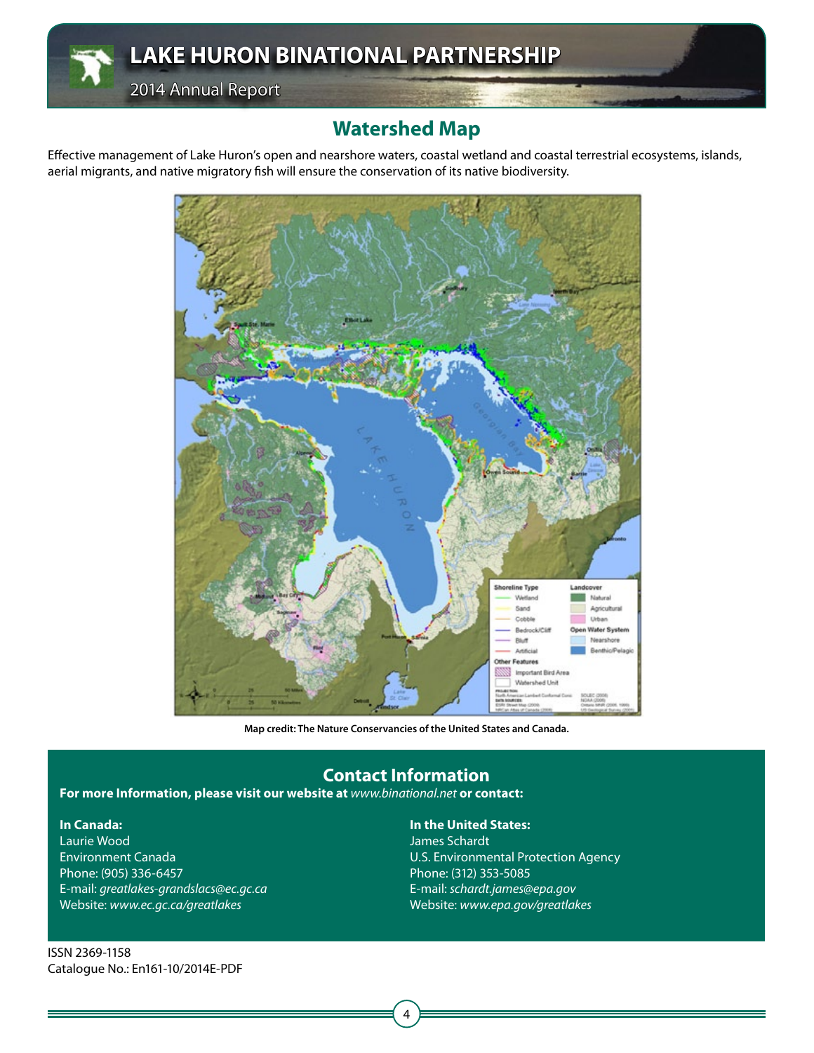## Watershed Map

Effective management of Lake Huron's open and nearshore waters, coastal wetland and coastal terrestrial ecosystems, islands, aerial migrants, and native migratory fish will ensure the conservation of its native biodiversity.

**Map credit: The Nature Conservancies of the United States and Canada.**

## Contact Information

**For more Information, please visit our website at** *www.binational.net* **or contact:**

**In Canada:**
Laurie Wood
Environment Canada
Phone: (905) 336-6457
E-mail: *greatlakes-grandslacs@ec.gc.ca*
Website: *www.ec.gc.ca/greatlakes*

**In the United States:**
James Schardt
U.S. Environmental Protection Agency
Phone: (312) 353-5085
E-mail: *schardt.james@epa.gov*
Website: *www.epa.gov/greatlakes*

ISSN 2369-1158
Catalogue No.: En161-10/2014E-PDF